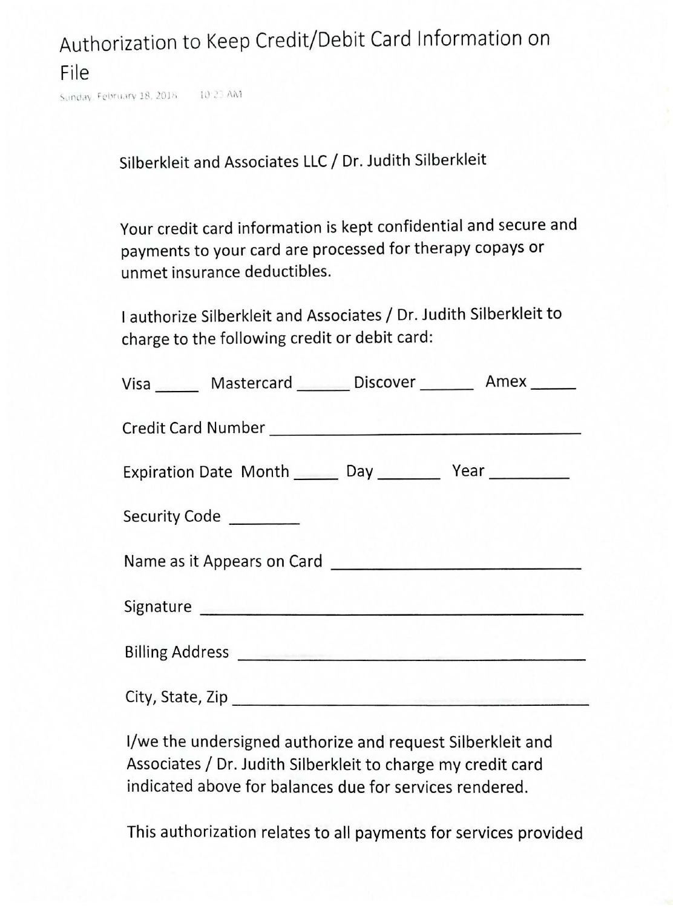# Authorization to Keep Credit/Debit Card Information on File

Sunday, February 18, 2018 10:23 AM

Silberkleit and Associates LLC / Dr. Judith Silberkleit

Your credit card information is kept confidential and secure and payments to your card are processed for therapy copays or unmet insurance deductibles.

I authorize Silberkleit and Associates / Dr. Judith Silberkleit to charge to the following credit or debit card:

Visa _____ Mastercard ______ Discover ______ Amex _____

Credit Card Number ___________________________________

Expiration Date Month _____ Day _______ Year _________

Security Code ________

Name as it Appears on Card ___________________________

Signature ______________________________________

Billing Address ___________________________________

City, State, Zip ___________________________________

I/we the undersigned authorize and request Silberkleit and Associates / Dr. Judith Silberkleit to charge my credit card indicated above for balances due for services rendered.

This authorization relates to all payments for services provided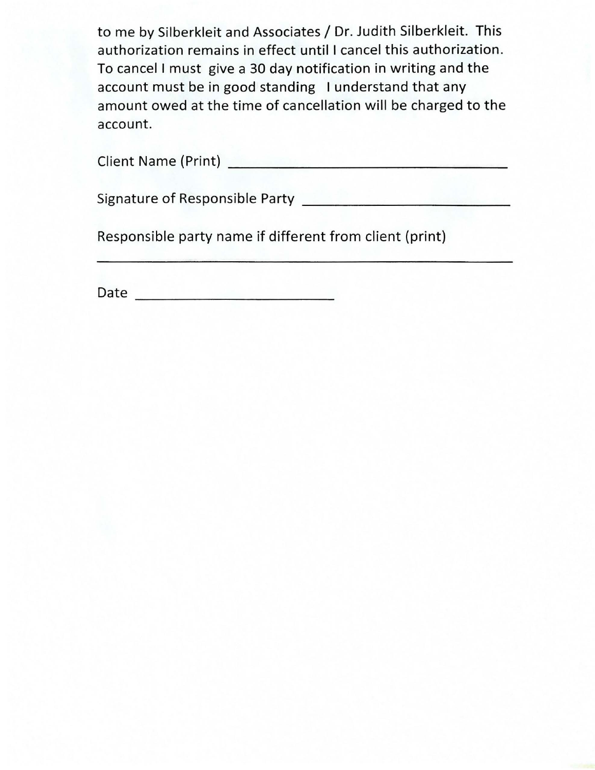to me by Silberkleit and Associates / Dr. Judith Silberkleit. This authorization remains in effect until I cancel this authorization. To cancel I must give a 30 day notification in writing and the account must be in good standing I understand that any amount owed at the time of cancellation will be charged to the account.

Client Name (Print) ___________________________________

Signature of Responsible Party __________________________

Responsible party name if different from client (print)

____________________________________________________

Date ________________________